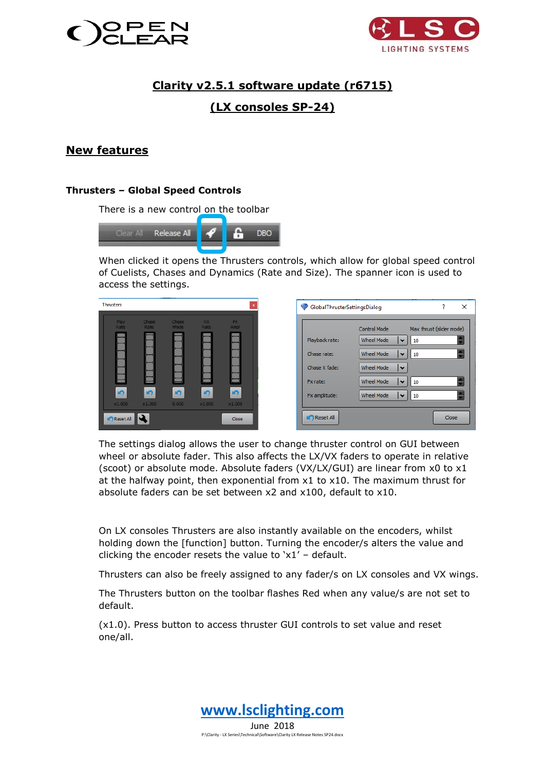# Clarity v2.5.1 software update (r6715)

# (LX consoles SP-24)

## New features

### Thrusters – Global Speed Controls

There is a new control on the toolbar

When clicked it opens the Thrusters controls, which allow for global speed control of Cuelists, Chases and Dynamics (Rate and Size). The spanner icon is used to access the settings.

The settings dialog allows the user to change thruster control on GUI between wheel or absolute fader. This also affects the LX/VX faders to operate in relative (scoot) or absolute mode. Absolute faders (VX/LX/GUI) are linear from x0 to x1 at the halfway point, then exponential from x1 to x10. The maximum thrust for absolute faders can be set between x2 and x100, default to x10.

On LX consoles Thrusters are also instantly available on the encoders, whilst holding down the [function] button. Turning the encoder/s alters the value and clicking the encoder resets the value to 'x1' – default.

Thrusters can also be freely assigned to any fader/s on LX consoles and VX wings.

The Thrusters button on the toolbar flashes Red when any value/s are not set to default.

(x1.0). Press button to access thruster GUI controls to set value and reset one/all.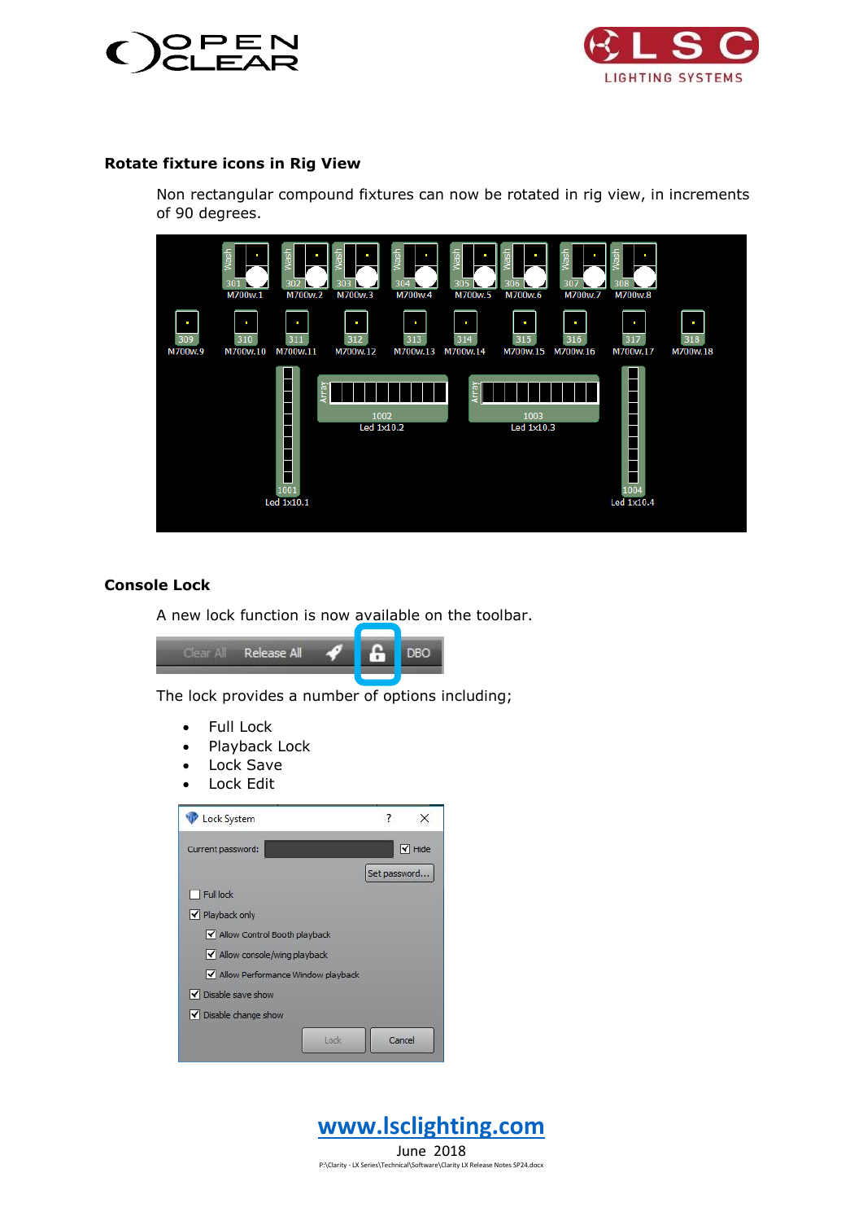## Rotate fixture icons in Rig View

Non rectangular compound fixtures can now be rotated in rig view, in increments of 90 degrees.

## Console Lock

A new lock function is now available on the toolbar.

The lock provides a number of options including;

- Full Lock
- Playback Lock
- Lock Save
- Lock Edit

[www.lsclighting.com](http://www.lsclighting.com)

June 2018

P:\Clarity - LX Series\Technical\Software\Clarity LX Release Notes SP24.docx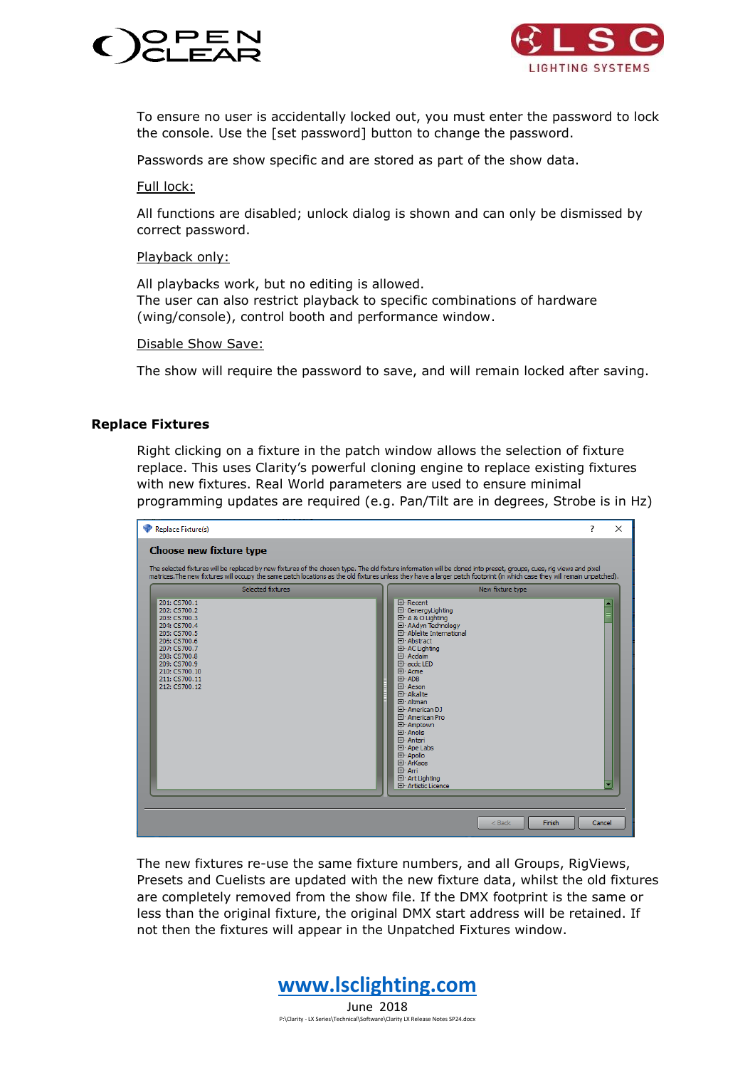To ensure no user is accidentally locked out, you must enter the password to lock the console. Use the [set password] button to change the password.

Passwords are show specific and are stored as part of the show data.

Full lock:

All functions are disabled; unlock dialog is shown and can only be dismissed by correct password.

Playback only:

All playbacks work, but no editing is allowed.
The user can also restrict playback to specific combinations of hardware (wing/console), control booth and performance window.

Disable Show Save:

The show will require the password to save, and will remain locked after saving.

### Replace Fixtures

Right clicking on a fixture in the patch window allows the selection of fixture replace. This uses Clarity's powerful cloning engine to replace existing fixtures with new fixtures. Real World parameters are used to ensure minimal programming updates are required (e.g. Pan/Tilt are in degrees, Strobe is in Hz)

The new fixtures re-use the same fixture numbers, and all Groups, RigViews, Presets and Cuelists are updated with the new fixture data, whilst the old fixtures are completely removed from the show file. If the DMX footprint is the same or less than the original fixture, the original DMX start address will be retained. If not then the fixtures will appear in the Unpatched Fixtures window.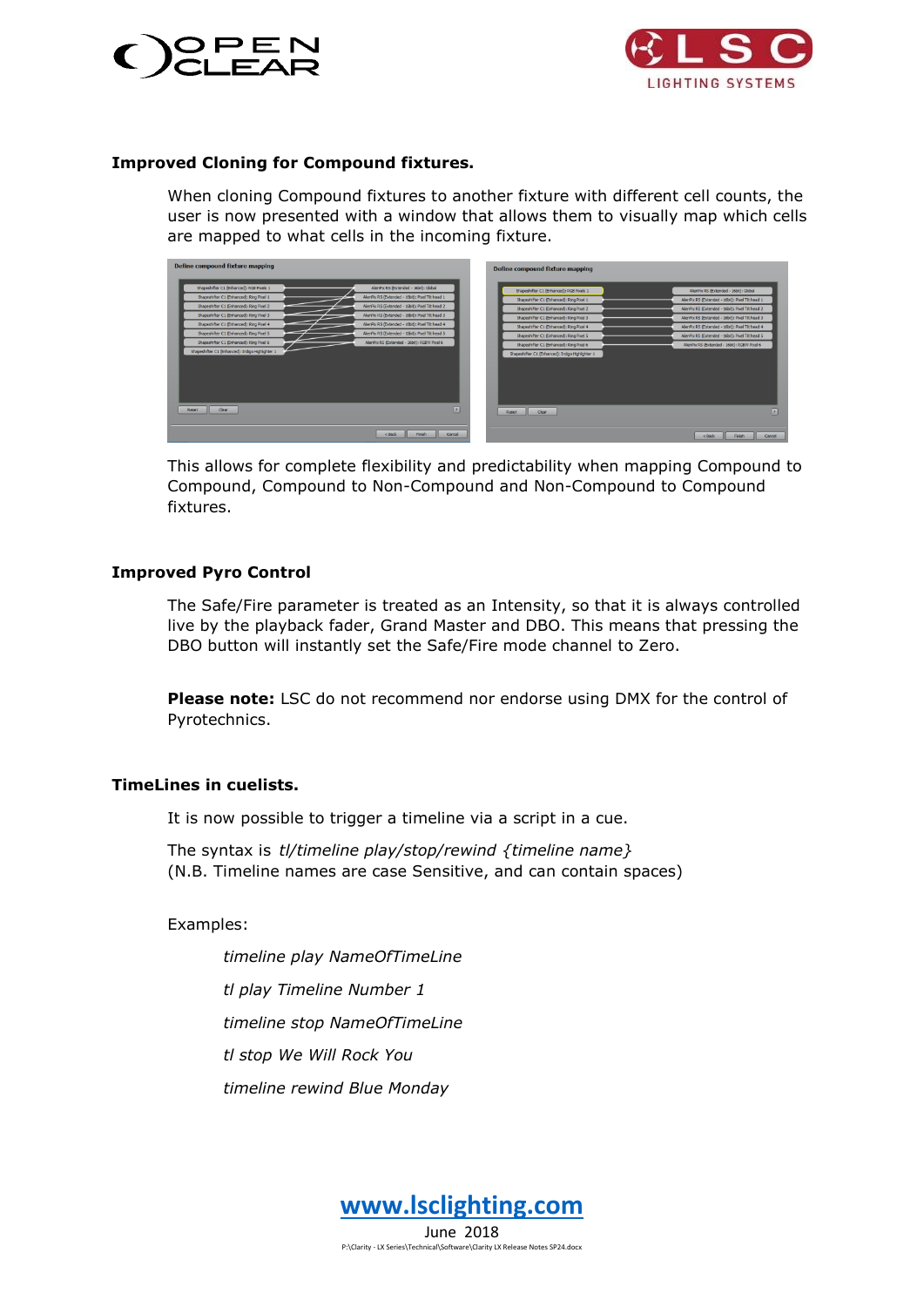**Improved Cloning for Compound fixtures.**

When cloning Compound fixtures to another fixture with different cell counts, the user is now presented with a window that allows them to visually map which cells are mapped to what cells in the incoming fixture.

This allows for complete flexibility and predictability when mapping Compound to Compound, Compound to Non-Compound and Non-Compound to Compound fixtures.

**Improved Pyro Control**

The Safe/Fire parameter is treated as an Intensity, so that it is always controlled live by the playback fader, Grand Master and DBO. This means that pressing the DBO button will instantly set the Safe/Fire mode channel to Zero.

**Please note:** LSC do not recommend nor endorse using DMX for the control of Pyrotechnics.

**TimeLines in cuelists.**

It is now possible to trigger a timeline via a script in a cue.

The syntax is *tl/timeline play/stop/rewind {timeline name}*
(N.B. Timeline names are case Sensitive, and can contain spaces)

Examples:

*timeline play NameOfTimeLine*

*tl play Timeline Number 1*

*timeline stop NameOfTimeLine*

*tl stop We Will Rock You*

*timeline rewind Blue Monday*

www.lsclighting.com

June 2018

P:\Clarity - LX Series\Technical\Software\Clarity LX Release Notes SP24.docx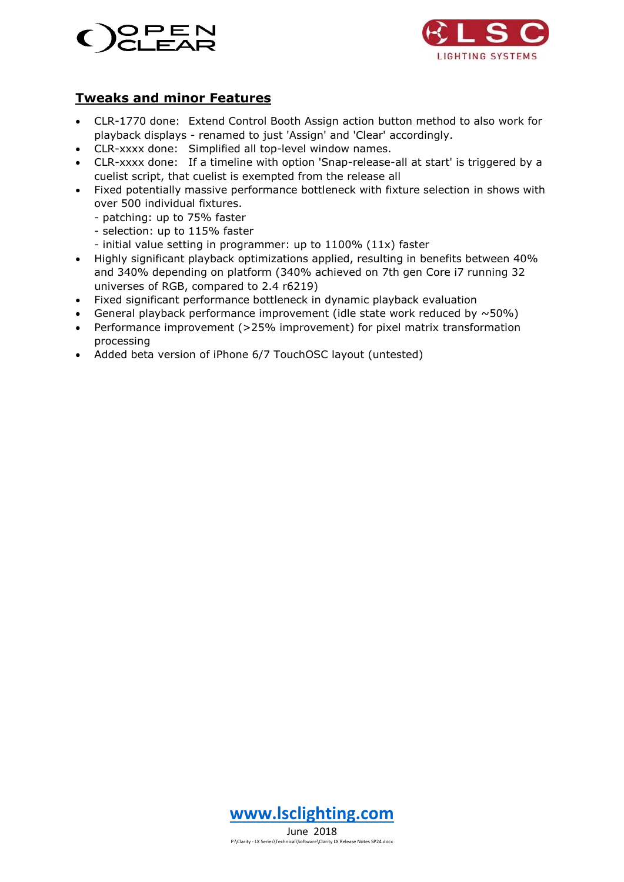## Tweaks and minor Features

- CLR-1770 done:  Extend Control Booth Assign action button method to also work for playback displays - renamed to just 'Assign' and 'Clear' accordingly.
- CLR-xxxx done:  Simplified all top-level window names.
- CLR-xxxx done:  If a timeline with option 'Snap-release-all at start' is triggered by a cuelist script, that cuelist is exempted from the release all
- Fixed potentially massive performance bottleneck with fixture selection in shows with over 500 individual fixtures.
  - patching: up to 75% faster
  - selection: up to 115% faster
  - initial value setting in programmer: up to 1100% (11x) faster
- Highly significant playback optimizations applied, resulting in benefits between 40% and 340% depending on platform (340% achieved on 7th gen Core i7 running 32 universes of RGB, compared to 2.4 r6219)
- Fixed significant performance bottleneck in dynamic playback evaluation
- General playback performance improvement (idle state work reduced by ~50%)
- Performance improvement (>25% improvement) for pixel matrix transformation processing
- Added beta version of iPhone 6/7 TouchOSC layout (untested)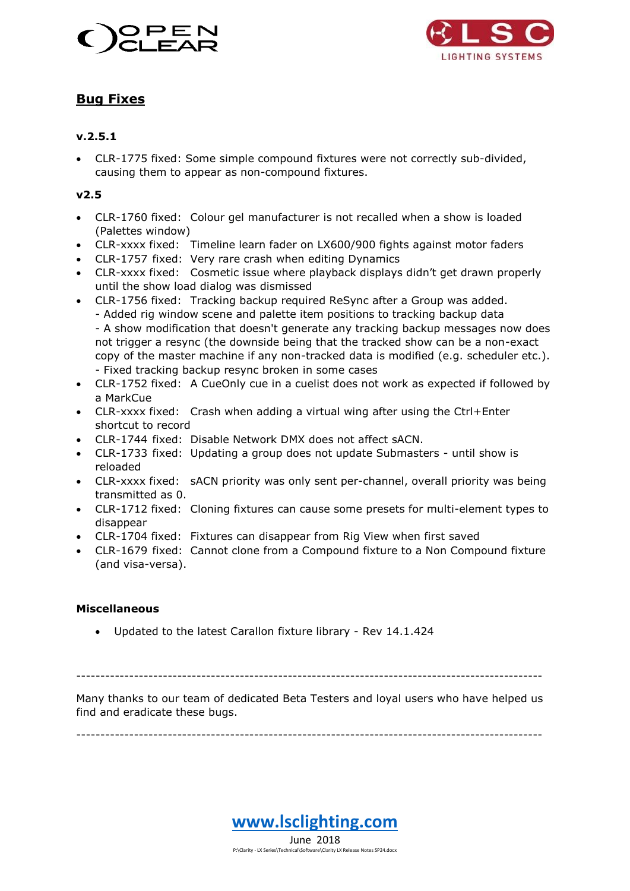## Bug Fixes

**v.2.5.1**

- CLR-1775 fixed: Some simple compound fixtures were not correctly sub-divided, causing them to appear as non-compound fixtures.

**v2.5**

- CLR-1760 fixed: Colour gel manufacturer is not recalled when a show is loaded (Palettes window)
- CLR-xxxx fixed: Timeline learn fader on LX600/900 fights against motor faders
- CLR-1757 fixed: Very rare crash when editing Dynamics
- CLR-xxxx fixed: Cosmetic issue where playback displays didn't get drawn properly until the show load dialog was dismissed
- CLR-1756 fixed: Tracking backup required ReSync after a Group was added.
  - Added rig window scene and palette item positions to tracking backup data
  - A show modification that doesn't generate any tracking backup messages now does not trigger a resync (the downside being that the tracked show can be a non-exact copy of the master machine if any non-tracked data is modified (e.g. scheduler etc.).
  - Fixed tracking backup resync broken in some cases
- CLR-1752 fixed: A CueOnly cue in a cuelist does not work as expected if followed by a MarkCue
- CLR-xxxx fixed: Crash when adding a virtual wing after using the Ctrl+Enter shortcut to record
- CLR-1744 fixed: Disable Network DMX does not affect sACN.
- CLR-1733 fixed: Updating a group does not update Submasters - until show is reloaded
- CLR-xxxx fixed: sACN priority was only sent per-channel, overall priority was being transmitted as 0.
- CLR-1712 fixed: Cloning fixtures can cause some presets for multi-element types to disappear
- CLR-1704 fixed: Fixtures can disappear from Rig View when first saved
- CLR-1679 fixed: Cannot clone from a Compound fixture to a Non Compound fixture (and visa-versa).

**Miscellaneous**

- Updated to the latest Carallon fixture library - Rev 14.1.424

---

Many thanks to our team of dedicated Beta Testers and loyal users who have helped us find and eradicate these bugs.

---

**www.lsclighting.com**

June 2018